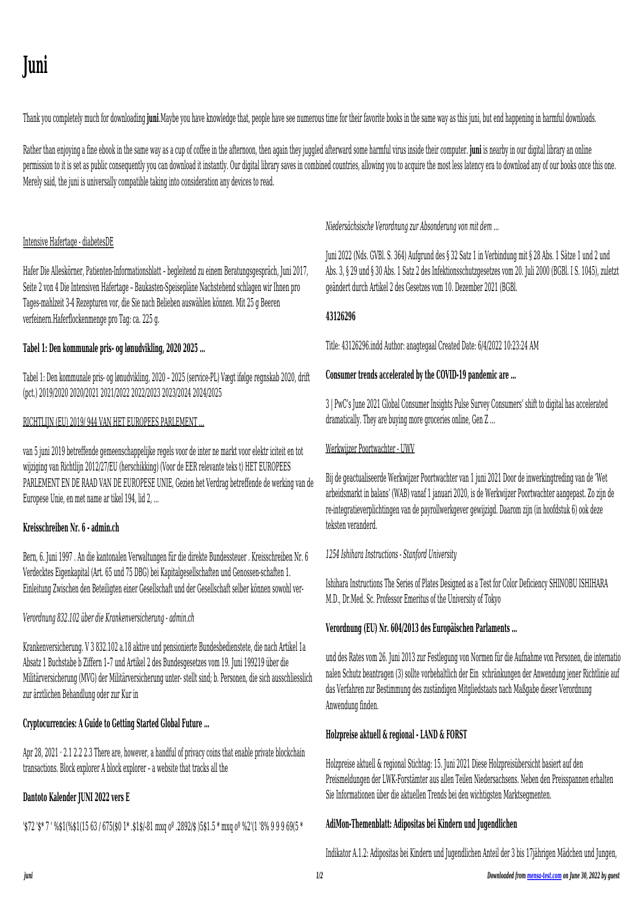# Juni

Thank you completely much for downloading **juni**.Maybe you have knowledge that, people have see numerous time for their favorite books in the same way as this juni, but end happening in harmful downloads.

Rather than enjoying a fine ebook in the same way as a cup of coffee in the afternoon, then again they juggled afterward some harmful virus inside their computer. **juni** is nearby in our digital library an online permission to it is set as public consequently you can download it instantly. Our digital library saves in combined countries, allowing you to acquire the most less latency era to download any of our books once this one. Merely said, the juni is universally compatible taking into consideration any devices to read.

Intensive Hafertage - diabetesDE

Hafer Die Alleskörner, Patienten-Informationsblatt – begleitend zu einem Beratungsgespräch, Juni 2017, Seite 2 von 4 Die Intensiven Hafertage – Baukasten-Speisepläne Nachstehend schlagen wir Ihnen pro Tages-mahlzeit 3-4 Rezepturen vor, die Sie nach Belieben auswählen können. Mit 25 g Beeren verfeinern.Haferflockenmenge pro Tag: ca. 225 g.

**Tabel 1: Den kommunale pris- og lønudvikling, 2020 2025 ...**

Tabel 1: Den kommunale pris- og lønudvikling, 2020 – 2025 (service-PL) Vægt ifølge regnskab 2020, drift (pct.) 2019/2020 2020/2021 2021/2022 2022/2023 2023/2024 2024/2025

RICHTLIJN (EU) 2019/ 944 VAN HET EUROPEES PARLEMENT ...

van 5 juni 2019 betreffende gemeenschappelijke regels voor de inter ne markt voor elektr iciteit en tot wijziging van Richtlijn 2012/27/EU (herschikking) (Voor de EER relevante teks t) HET EUROPEES PARLEMENT EN DE RAAD VAN DE EUROPESE UNIE, Gezien het Verdrag betreffende de werking van de Europese Unie, en met name ar tikel 194, lid 2, ...

**Kreisschreiben Nr. 6 - admin.ch**

Bern, 6. Juni 1997 . An die kantonalen Verwaltungen für die direkte Bundessteuer . Kreisschreiben Nr. 6 Verdecktes Eigenkapital (Art. 65 und 75 DBG) bei Kapitalgesellschaften und Genossen-schaften 1. Einleitung Zwischen den Beteiligten einer Gesellschaft und der Gesellschaft selber können sowohl ver-

*Verordnung 832.102 über die Krankenversicherung - admin.ch*

Krankenversicherung. V 3 832.102 a.18 aktive und pensionierte Bundesbedienstete, die nach Artikel 1a Absatz 1 Buchstabe b Ziffern 1–7 und Artikel 2 des Bundesgesetzes vom 19. Juni 199219 über die Militärversicherung (MVG) der Militärversicherung unter- stellt sind; b. Personen, die sich ausschliesslich zur ärztlichen Behandlung oder zur Kur in

**Cryptocurrencies: A Guide to Getting Started Global Future ...**

Apr 28, 2021 · 2.1 2.2 2.3 There are, however, a handful of privacy coins that enable private blockchain transactions. Block explorer A block explorer – a website that tracks all the

**Dantoto Kalender JUNI 2022 vers E**

'$72 '$* 7 ' %$1(%$1(15 63 / 675($0 1* .$1$/-81 mxq oº .2892/$ )5$1.5 * mxq oº %2'(1 '8% 9 9 9 69(5 *

*Niedersächsische Verordnung zur Absonderung von mit dem ...*

Juni 2022 (Nds. GVBl. S. 364) Aufgrund des § 32 Satz 1 in Verbindung mit § 28 Abs. 1 Sätze 1 und 2 und Abs. 3, § 29 und § 30 Abs. 1 Satz 2 des Infektionsschutzgesetzes vom 20. Juli 2000 (BGBl. I S. 1045), zuletzt geändert durch Artikel 2 des Gesetzes vom 10. Dezember 2021 (BGBl.

**43126296**

Title: 43126296.indd Author: anagtegaal Created Date: 6/4/2022 10:23:24 AM

**Consumer trends accelerated by the COVID-19 pandemic are ...**

3 | PwC's June 2021 Global Consumer Insights Pulse Survey Consumers' shift to digital has accelerated dramatically. They are buying more groceries online, Gen Z ...

Werkwijzer Poortwachter - UWV

Bij de geactualiseerde Werkwijzer Poortwachter van 1 juni 2021 Door de inwerkingtreding van de 'Wet arbeidsmarkt in balans' (WAB) vanaf 1 januari 2020, is de Werkwijzer Poortwachter aangepast. Zo zijn de re-integratieverplichtingen van de payrollwerkgever gewijzigd. Daarom zijn (in hoofdstuk 6) ook deze teksten veranderd.

*1254 Ishihara Instructions - Stanford University*

Ishihara Instructions The Series of Plates Designed as a Test for Color Deficiency SHINOBU ISHIHARA M.D., Dr.Med. Sc. Professor Emeritus of the University of Tokyo

**Verordnung (EU) Nr. 604/2013 des Europäischen Parlaments ...**

und des Rates vom 26. Juni 2013 zur Festlegung von Normen für die Aufnahme von Personen, die internatio nalen Schutz beantragen (3) sollte vorbehaltlich der Ein schränkungen der Anwendung jener Richtlinie auf das Verfahren zur Bestimmung des zuständigen Mitgliedstaats nach Maßgabe dieser Verordnung Anwendung finden.

**Holzpreise aktuell & regional - LAND & FORST**

Holzpreise aktuell & regional Stichtag: 15. Juni 2021 Diese Holzpreisübersicht basiert auf den Preismeldungen der LWK-Forstämter aus allen Teilen Niedersachsens. Neben den Preisspannen erhalten Sie Informationen über die aktuellen Trends bei den wichtigsten Marktsegmenten.

**AdiMon-Themenblatt: Adipositas bei Kindern und Jugendlichen**

Indikator A.1.2: Adipositas bei Kindern und Jugendlichen Anteil der 3 bis 17jährigen Mädchen und Jungen,